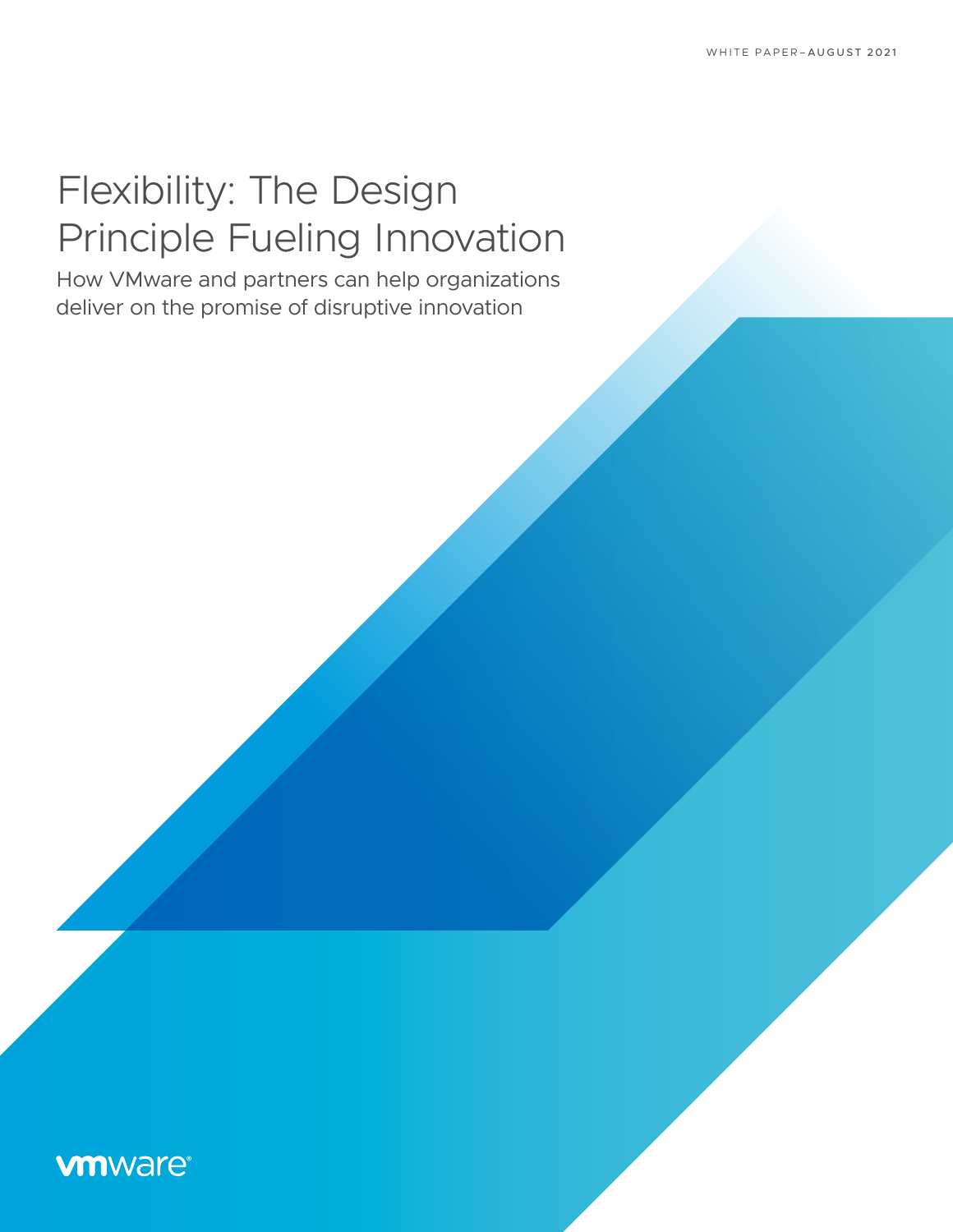WHITE PAPER–AUGUST 2021

# Flexibility: The Design Principle Fueling Innovation

How VMware and partners can help organizations deliver on the promise of disruptive innovation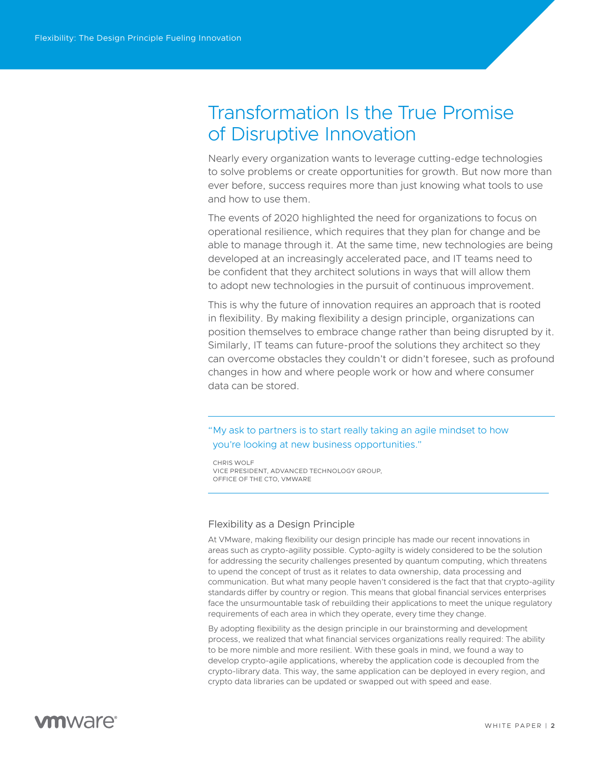# Transformation Is the True Promise of Disruptive Innovation

Nearly every organization wants to leverage cutting-edge technologies to solve problems or create opportunities for growth. But now more than ever before, success requires more than just knowing what tools to use and how to use them.

The events of 2020 highlighted the need for organizations to focus on operational resilience, which requires that they plan for change and be able to manage through it. At the same time, new technologies are being developed at an increasingly accelerated pace, and IT teams need to be confident that they architect solutions in ways that will allow them to adopt new technologies in the pursuit of continuous improvement.

This is why the future of innovation requires an approach that is rooted in flexibility. By making flexibility a design principle, organizations can position themselves to embrace change rather than being disrupted by it. Similarly, IT teams can future-proof the solutions they architect so they can overcome obstacles they couldn't or didn't foresee, such as profound changes in how and where people work or how and where consumer data can be stored.

> "My ask to partners is to start really taking an agile mindset to how you're looking at new business opportunities."
>
> CHRIS WOLF
> VICE PRESIDENT, ADVANCED TECHNOLOGY GROUP,
> OFFICE OF THE CTO, VMWARE

## Flexibility as a Design Principle

At VMware, making flexibility our design principle has made our recent innovations in areas such as crypto-agility possible. Cypto-agilty is widely considered to be the solution for addressing the security challenges presented by quantum computing, which threatens to upend the concept of trust as it relates to data ownership, data processing and communication. But what many people haven't considered is the fact that that crypto-agility standards differ by country or region. This means that global financial services enterprises face the unsurmountable task of rebuilding their applications to meet the unique regulatory requirements of each area in which they operate, every time they change.

By adopting flexibility as the design principle in our brainstorming and development process, we realized that what financial services organizations really required: The ability to be more nimble and more resilient. With these goals in mind, we found a way to develop crypto-agile applications, whereby the application code is decoupled from the crypto-library data. This way, the same application can be deployed in every region, and crypto data libraries can be updated or swapped out with speed and ease.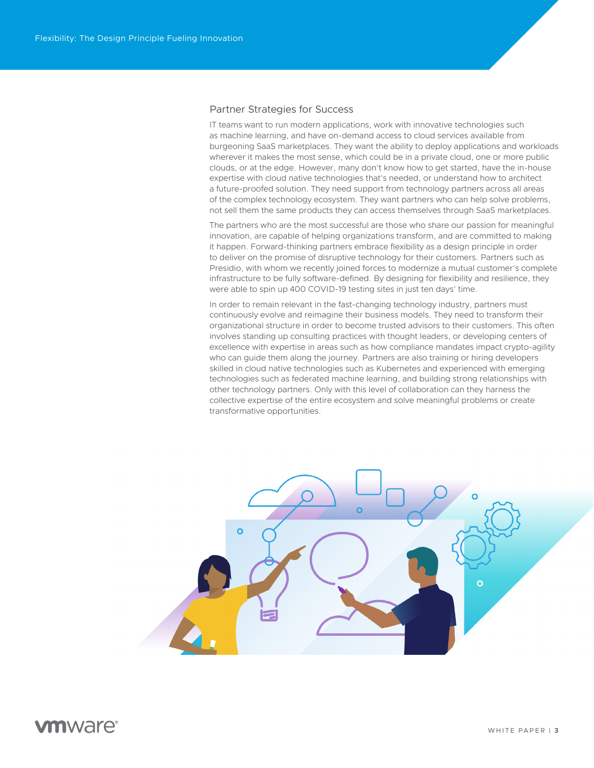## Partner Strategies for Success

IT teams want to run modern applications, work with innovative technologies such as machine learning, and have on-demand access to cloud services available from burgeoning SaaS marketplaces. They want the ability to deploy applications and workloads wherever it makes the most sense, which could be in a private cloud, one or more public clouds, or at the edge. However, many don't know how to get started, have the in-house expertise with cloud native technologies that's needed, or understand how to architect a future-proofed solution. They need support from technology partners across all areas of the complex technology ecosystem. They want partners who can help solve problems, not sell them the same products they can access themselves through SaaS marketplaces.

The partners who are the most successful are those who share our passion for meaningful innovation, are capable of helping organizations transform, and are committed to making it happen. Forward-thinking partners embrace flexibility as a design principle in order to deliver on the promise of disruptive technology for their customers. Partners such as Presidio, with whom we recently joined forces to modernize a mutual customer's complete infrastructure to be fully software-defined. By designing for flexibility and resilience, they were able to spin up 400 COVID-19 testing sites in just ten days' time.

In order to remain relevant in the fast-changing technology industry, partners must continuously evolve and reimagine their business models. They need to transform their organizational structure in order to become trusted advisors to their customers. This often involves standing up consulting practices with thought leaders, or developing centers of excellence with expertise in areas such as how compliance mandates impact crypto-agility who can guide them along the journey. Partners are also training or hiring developers skilled in cloud native technologies such as Kubernetes and experienced with emerging technologies such as federated machine learning, and building strong relationships with other technology partners. Only with this level of collaboration can they harness the collective expertise of the entire ecosystem and solve meaningful problems or create transformative opportunities.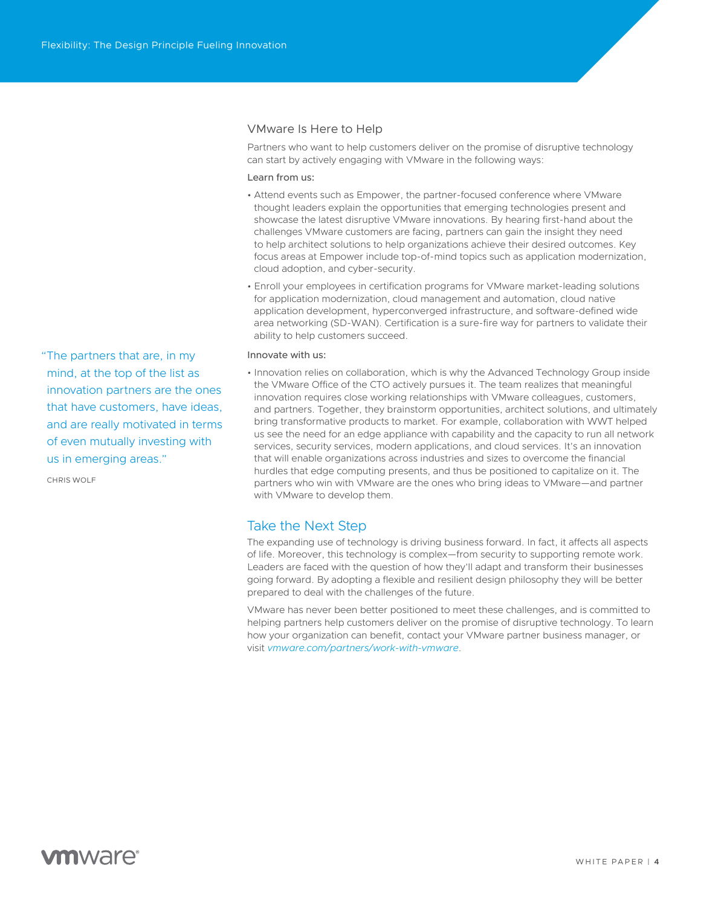## VMware Is Here to Help

Partners who want to help customers deliver on the promise of disruptive technology can start by actively engaging with VMware in the following ways:

**Learn from us:**

- Attend events such as Empower, the partner-focused conference where VMware thought leaders explain the opportunities that emerging technologies present and showcase the latest disruptive VMware innovations. By hearing first-hand about the challenges VMware customers are facing, partners can gain the insight they need to help architect solutions to help organizations achieve their desired outcomes. Key focus areas at Empower include top-of-mind topics such as application modernization, cloud adoption, and cyber-security.
- Enroll your employees in certification programs for VMware market-leading solutions for application modernization, cloud management and automation, cloud native application development, hyperconverged infrastructure, and software-defined wide area networking (SD-WAN). Certification is a sure-fire way for partners to validate their ability to help customers succeed.

**Innovate with us:**

- Innovation relies on collaboration, which is why the Advanced Technology Group inside the VMware Office of the CTO actively pursues it. The team realizes that meaningful innovation requires close working relationships with VMware colleagues, customers, and partners. Together, they brainstorm opportunities, architect solutions, and ultimately bring transformative products to market. For example, collaboration with WWT helped us see the need for an edge appliance with capability and the capacity to run all network services, security services, modern applications, and cloud services. It's an innovation that will enable organizations across industries and sizes to overcome the financial hurdles that edge computing presents, and thus be positioned to capitalize on it. The partners who win with VMware are the ones who bring ideas to VMware—and partner with VMware to develop them.

> "The partners that are, in my mind, at the top of the list as innovation partners are the ones that have customers, have ideas, and are really motivated in terms of even mutually investing with us in emerging areas."
>
> CHRIS WOLF

## Take the Next Step

The expanding use of technology is driving business forward. In fact, it affects all aspects of life. Moreover, this technology is complex—from security to supporting remote work. Leaders are faced with the question of how they'll adapt and transform their businesses going forward. By adopting a flexible and resilient design philosophy they will be better prepared to deal with the challenges of the future.

VMware has never been better positioned to meet these challenges, and is committed to helping partners help customers deliver on the promise of disruptive technology. To learn how your organization can benefit, contact your VMware partner business manager, or visit *vmware.com/partners/work-with-vmware*.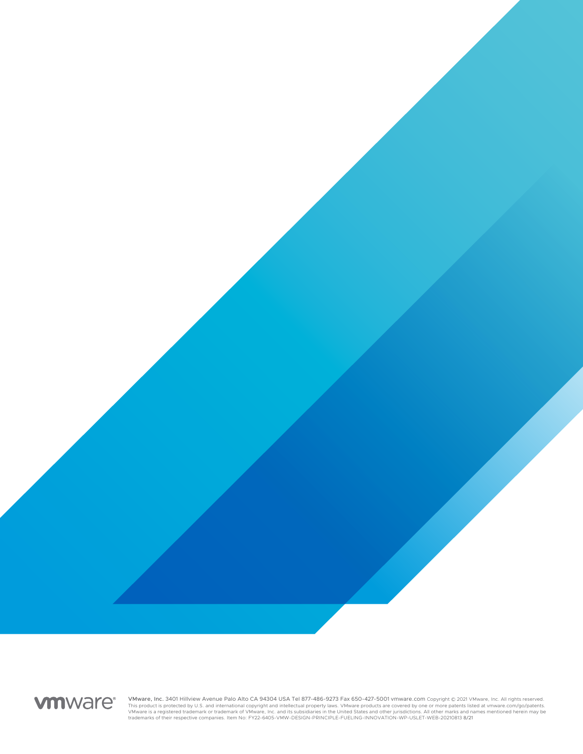VMware, Inc. 3401 Hillview Avenue Palo Alto CA 94304 USA Tel 877-486-9273 Fax 650-427-5001 vmware.com Copyright © 2021 VMware, Inc. All rights reserved. This product is protected by U.S. and international copyright and intellectual property laws. VMware products are covered by one or more patents listed at vmware.com/go/patents. VMware is a registered trademark or trademark of VMware, Inc. and its subsidiaries in the United States and other jurisdictions. All other marks and names mentioned herein may be trademarks of their respective companies. Item No: FY22-6405-VMW-DESIGN-PRINCIPLE-FUELING-INNOVATION-WP-USLET-WEB-20210813 8/21